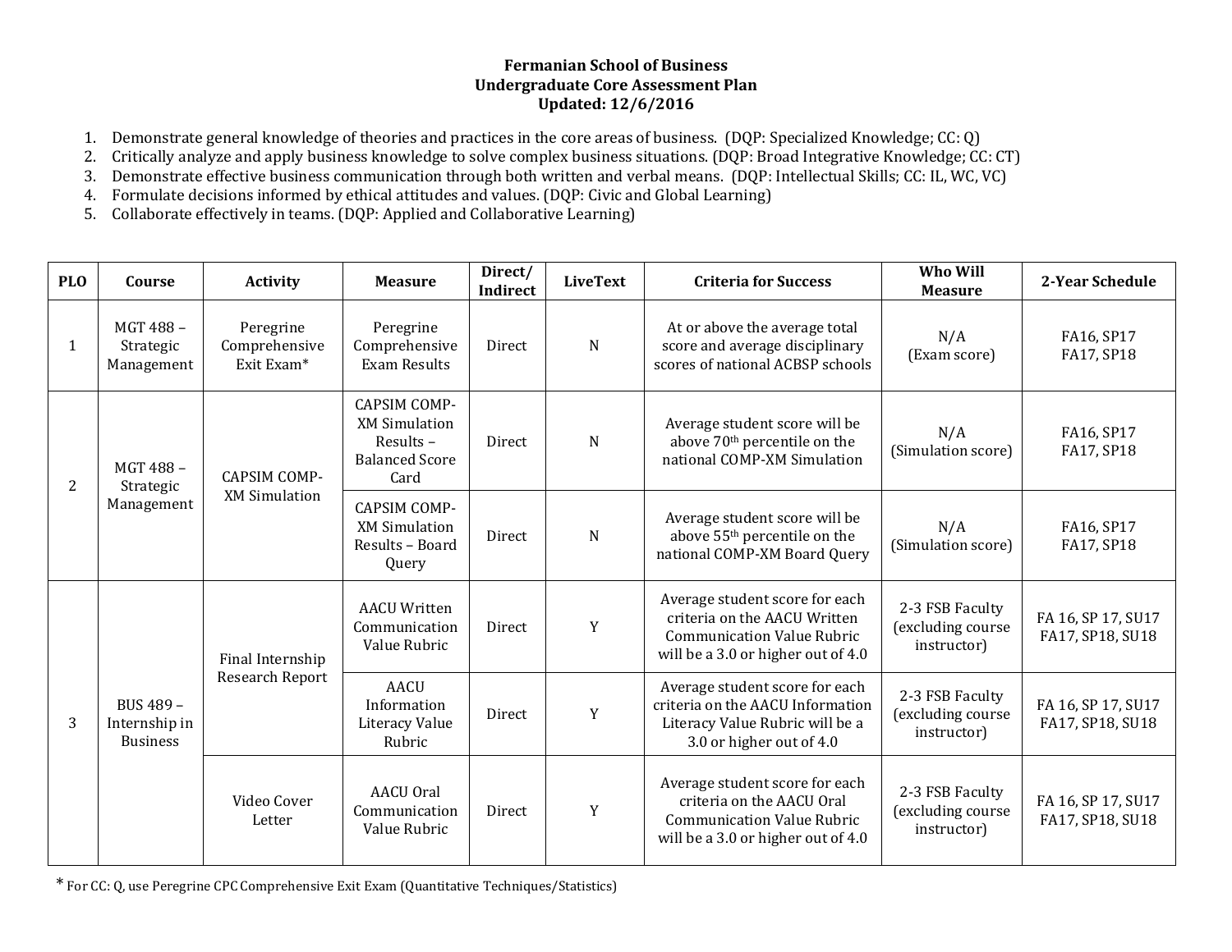# Fermanian School of Business
## Undergraduate Core Assessment Plan
### Updated: 12/6/2016

1. Demonstrate general knowledge of theories and practices in the core areas of business. (DQP: Specialized Knowledge; CC: Q)
2. Critically analyze and apply business knowledge to solve complex business situations. (DQP: Broad Integrative Knowledge; CC: CT)
3. Demonstrate effective business communication through both written and verbal means. (DQP: Intellectual Skills; CC: IL, WC, VC)
4. Formulate decisions informed by ethical attitudes and values. (DQP: Civic and Global Learning)
5. Collaborate effectively in teams. (DQP: Applied and Collaborative Learning)

| PLO | Course | Activity | Measure | Direct/ Indirect | LiveText | Criteria for Success | Who Will Measure | 2-Year Schedule |
|---|---|---|---|---|---|---|---|---|
| 1 | MGT 488 – Strategic Management | Peregrine Comprehensive Exit Exam* | Peregrine Comprehensive Exam Results | Direct | N | At or above the average total score and average disciplinary scores of national ACBSP schools | N/A (Exam score) | FA16, SP17 FA17, SP18 |
| 2 | MGT 488 – Strategic Management | CAPSIM COMP-XM Simulation | CAPSIM COMP-XM Simulation Results – Balanced Score Card | Direct | N | Average student score will be above 70th percentile on the national COMP-XM Simulation | N/A (Simulation score) | FA16, SP17 FA17, SP18 |
| | | | CAPSIM COMP-XM Simulation Results – Board Query | Direct | N | Average student score will be above 55th percentile on the national COMP-XM Board Query | N/A (Simulation score) | FA16, SP17 FA17, SP18 |
| 3 | BUS 489 – Internship in Business | Final Internship Research Report | AACU Written Communication Value Rubric | Direct | Y | Average student score for each criteria on the AACU Written Communication Value Rubric will be a 3.0 or higher out of 4.0 | 2-3 FSB Faculty (excluding course instructor) | FA 16, SP 17, SU17 FA17, SP18, SU18 |
| | | | AACU Information Literacy Value Rubric | Direct | Y | Average student score for each criteria on the AACU Information Literacy Value Rubric will be a 3.0 or higher out of 4.0 | 2-3 FSB Faculty (excluding course instructor) | FA 16, SP 17, SU17 FA17, SP18, SU18 |
| | | Video Cover Letter | AACU Oral Communication Value Rubric | Direct | Y | Average student score for each criteria on the AACU Oral Communication Value Rubric will be a 3.0 or higher out of 4.0 | 2-3 FSB Faculty (excluding course instructor) | FA 16, SP 17, SU17 FA17, SP18, SU18 |

* For CC: Q, use Peregrine CPC Comprehensive Exit Exam (Quantitative Techniques/Statistics)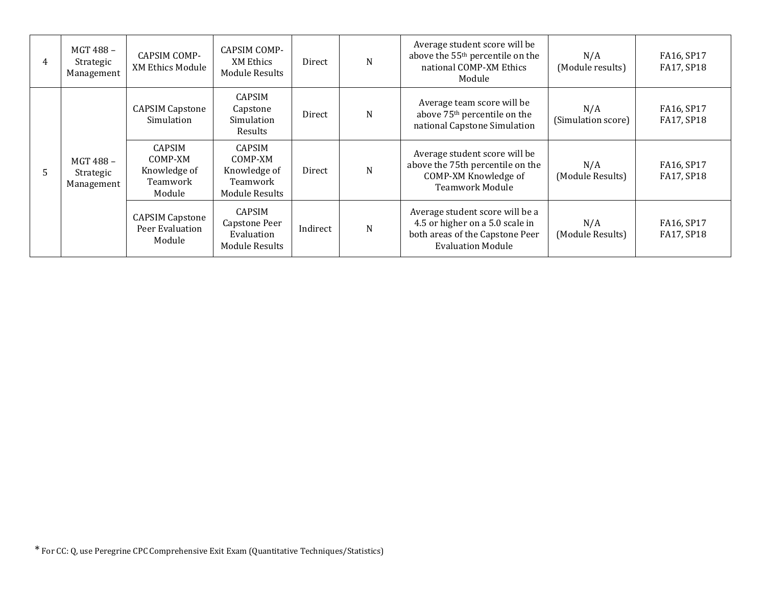| | | | | | | | | |
|---|---|---|---|---|---|---|---|---|
| 4 | MGT 488 – Strategic Management | CAPSIM COMP-XM Ethics Module | CAPSIM COMP-XM Ethics Module Results | Direct | N | Average student score will be above the 55th percentile on the national COMP-XM Ethics Module | N/A (Module results) | FA16, SP17 FA17, SP18 |
| 5 | MGT 488 – Strategic Management | CAPSIM Capstone Simulation | CAPSIM Capstone Simulation Results | Direct | N | Average team score will be above 75th percentile on the national Capstone Simulation | N/A (Simulation score) | FA16, SP17 FA17, SP18 |
| | | CAPSIM COMP-XM Knowledge of Teamwork Module | CAPSIM COMP-XM Knowledge of Teamwork Module Results | Direct | N | Average student score will be above the 75th percentile on the COMP-XM Knowledge of Teamwork Module | N/A (Module Results) | FA16, SP17 FA17, SP18 |
| | | CAPSIM Capstone Peer Evaluation Module | CAPSIM Capstone Peer Evaluation Module Results | Indirect | N | Average student score will be a 4.5 or higher on a 5.0 scale in both areas of the Capstone Peer Evaluation Module | N/A (Module Results) | FA16, SP17 FA17, SP18 |

* For CC: Q, use Peregrine CPC Comprehensive Exit Exam (Quantitative Techniques/Statistics)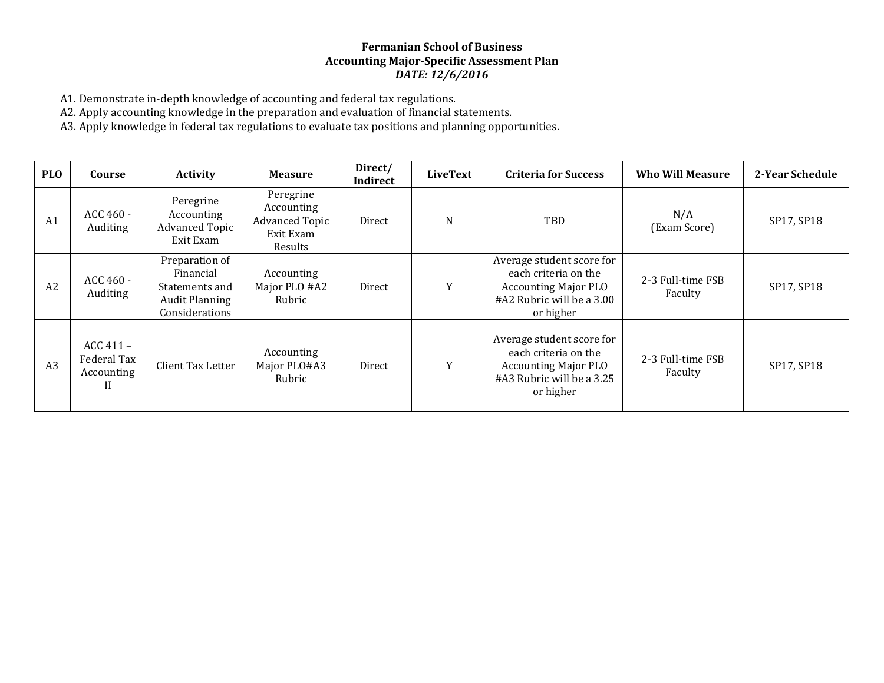**Fermanian School of Business**
**Accounting Major-Specific Assessment Plan**
***DATE: 12/6/2016***

A1. Demonstrate in-depth knowledge of accounting and federal tax regulations.
A2. Apply accounting knowledge in the preparation and evaluation of financial statements.
A3. Apply knowledge in federal tax regulations to evaluate tax positions and planning opportunities.

| PLO | Course | Activity | Measure | Direct/ Indirect | LiveText | Criteria for Success | Who Will Measure | 2-Year Schedule |
|---|---|---|---|---|---|---|---|---|
| A1 | ACC 460 - Auditing | Peregrine Accounting Advanced Topic Exit Exam | Peregrine Accounting Advanced Topic Exit Exam Results | Direct | N | TBD | N/A (Exam Score) | SP17, SP18 |
| A2 | ACC 460 - Auditing | Preparation of Financial Statements and Audit Planning Considerations | Accounting Major PLO #A2 Rubric | Direct | Y | Average student score for each criteria on the Accounting Major PLO #A2 Rubric will be a 3.00 or higher | 2-3 Full-time FSB Faculty | SP17, SP18 |
| A3 | ACC 411 – Federal Tax Accounting II | Client Tax Letter | Accounting Major PLO#A3 Rubric | Direct | Y | Average student score for each criteria on the Accounting Major PLO #A3 Rubric will be a 3.25 or higher | 2-3 Full-time FSB Faculty | SP17, SP18 |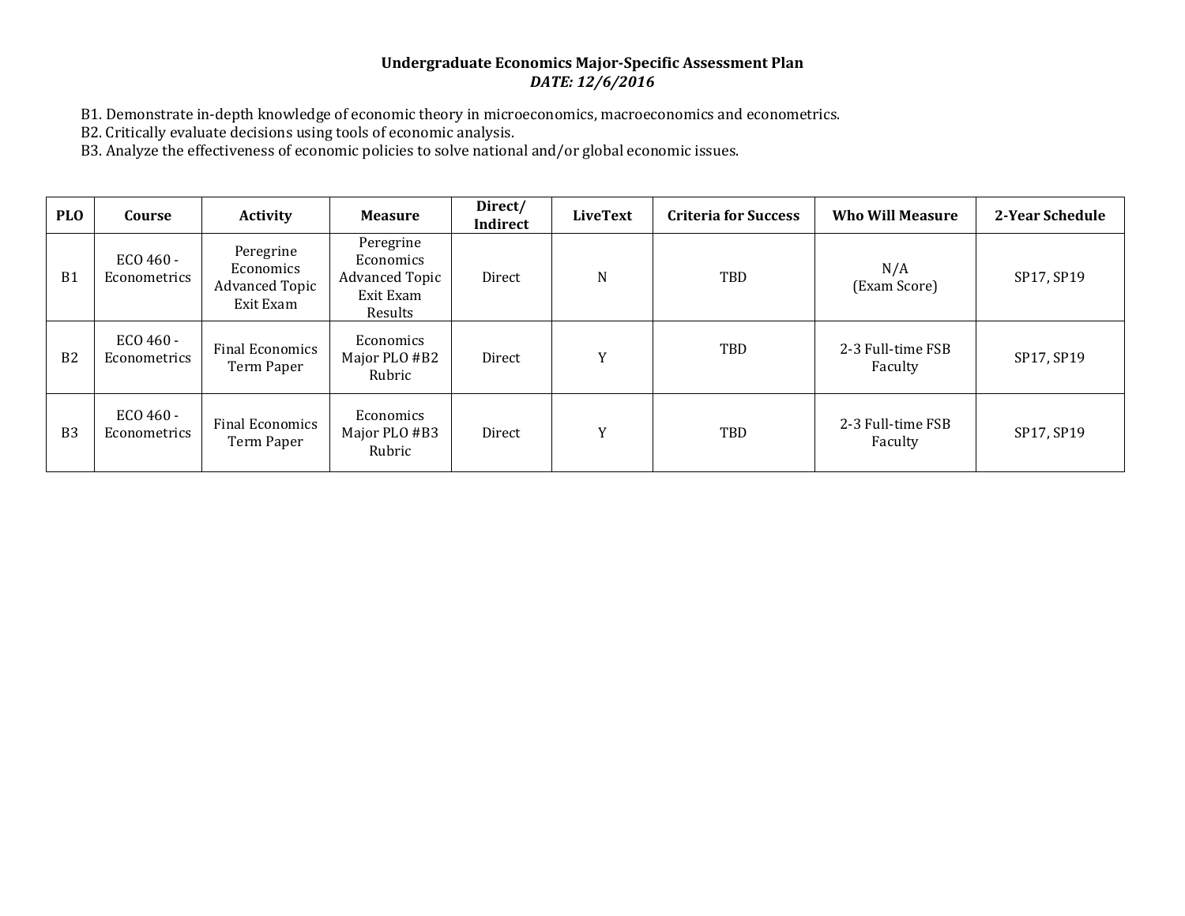**Undergraduate Economics Major-Specific Assessment Plan**
***DATE: 12/6/2016***

B1. Demonstrate in-depth knowledge of economic theory in microeconomics, macroeconomics and econometrics.
B2. Critically evaluate decisions using tools of economic analysis.
B3. Analyze the effectiveness of economic policies to solve national and/or global economic issues.

| PLO | Course | Activity | Measure | Direct/ Indirect | LiveText | Criteria for Success | Who Will Measure | 2-Year Schedule |
|---|---|---|---|---|---|---|---|---|
| B1 | ECO 460 - Econometrics | Peregrine Economics Advanced Topic Exit Exam | Peregrine Economics Advanced Topic Exit Exam Results | Direct | N | TBD | N/A (Exam Score) | SP17, SP19 |
| B2 | ECO 460 - Econometrics | Final Economics Term Paper | Economics Major PLO #B2 Rubric | Direct | Y | TBD | 2-3 Full-time FSB Faculty | SP17, SP19 |
| B3 | ECO 460 - Econometrics | Final Economics Term Paper | Economics Major PLO #B3 Rubric | Direct | Y | TBD | 2-3 Full-time FSB Faculty | SP17, SP19 |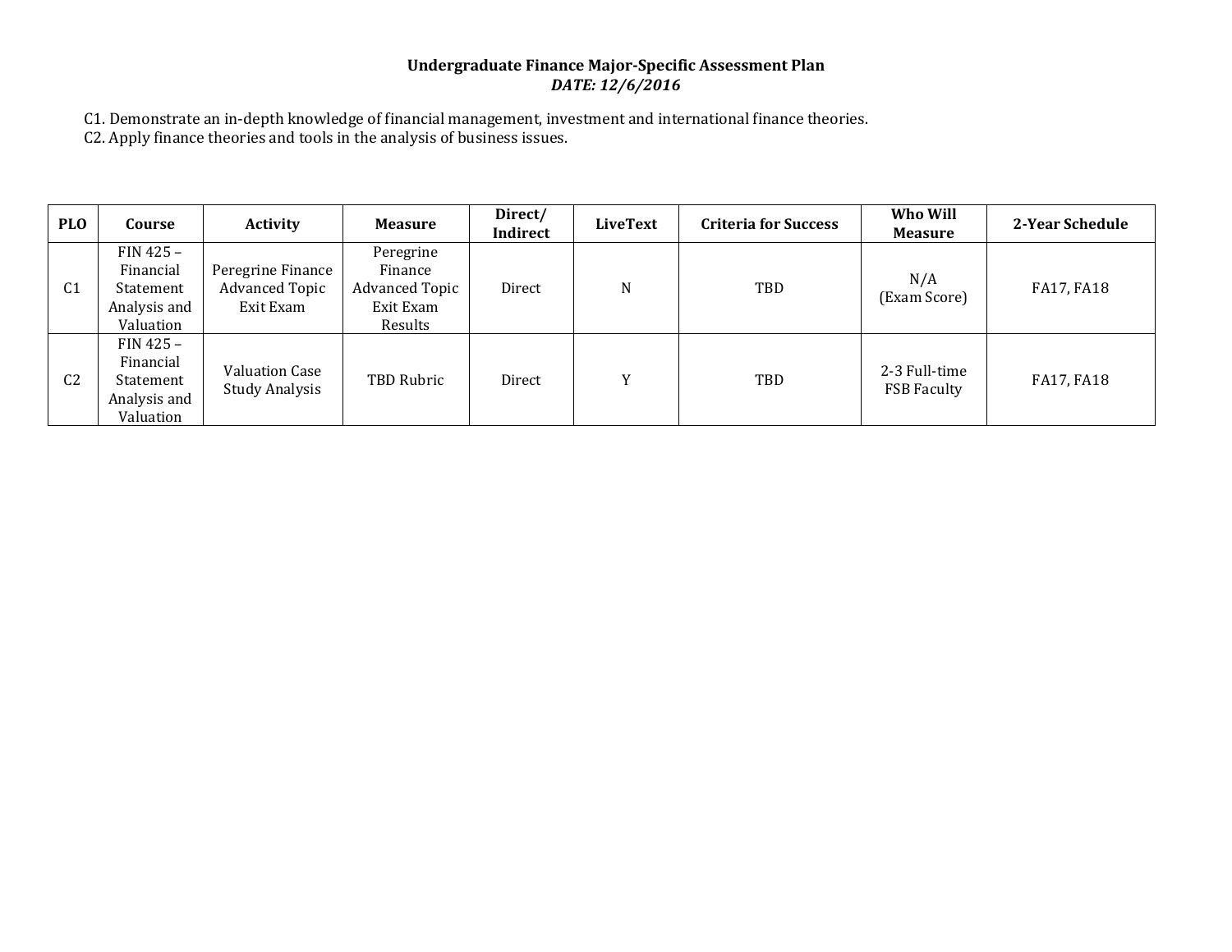**Undergraduate Finance Major-Specific Assessment Plan**

***DATE: 12/6/2016***

C1. Demonstrate an in-depth knowledge of financial management, investment and international finance theories.
C2. Apply finance theories and tools in the analysis of business issues.

| PLO | Course | Activity | Measure | Direct/ Indirect | LiveText | Criteria for Success | Who Will Measure | 2-Year Schedule |
|---|---|---|---|---|---|---|---|---|
| C1 | FIN 425 – Financial Statement Analysis and Valuation | Peregrine Finance Advanced Topic Exit Exam | Peregrine Finance Advanced Topic Exit Exam Results | Direct | N | TBD | N/A (Exam Score) | FA17, FA18 |
| C2 | FIN 425 – Financial Statement Analysis and Valuation | Valuation Case Study Analysis | TBD Rubric | Direct | Y | TBD | 2-3 Full-time FSB Faculty | FA17, FA18 |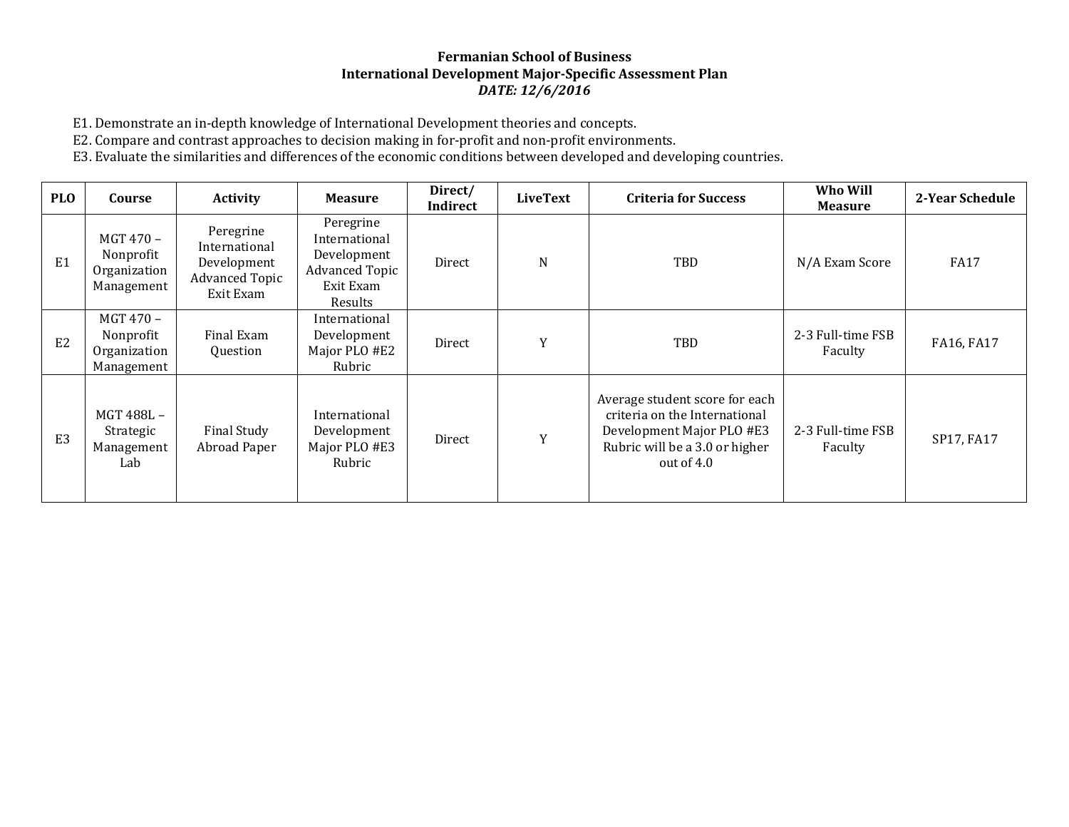**Fermanian School of Business**
**International Development Major-Specific Assessment Plan**
***DATE: 12/6/2016***

E1. Demonstrate an in-depth knowledge of International Development theories and concepts.
E2. Compare and contrast approaches to decision making in for-profit and non-profit environments.
E3. Evaluate the similarities and differences of the economic conditions between developed and developing countries.

| PLO | Course | Activity | Measure | Direct/ Indirect | LiveText | Criteria for Success | Who Will Measure | 2-Year Schedule |
|---|---|---|---|---|---|---|---|---|
| E1 | MGT 470 – Nonprofit Organization Management | Peregrine International Development Advanced Topic Exit Exam | Peregrine International Development Advanced Topic Exit Exam Results | Direct | N | TBD | N/A Exam Score | FA17 |
| E2 | MGT 470 – Nonprofit Organization Management | Final Exam Question | International Development Major PLO #E2 Rubric | Direct | Y | TBD | 2-3 Full-time FSB Faculty | FA16, FA17 |
| E3 | MGT 488L – Strategic Management Lab | Final Study Abroad Paper | International Development Major PLO #E3 Rubric | Direct | Y | Average student score for each criteria on the International Development Major PLO #E3 Rubric will be a 3.0 or higher out of 4.0 | 2-3 Full-time FSB Faculty | SP17, FA17 |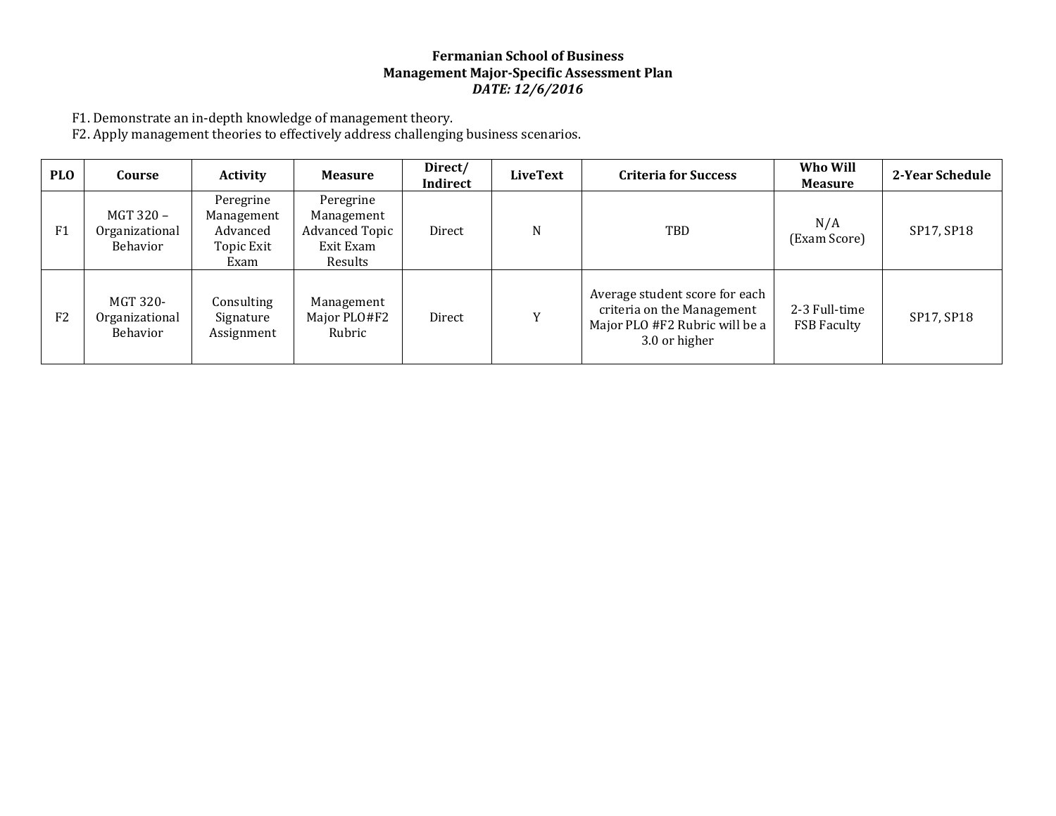**Fermanian School of Business**
**Management Major-Specific Assessment Plan**
***DATE: 12/6/2016***

F1. Demonstrate an in-depth knowledge of management theory.
F2. Apply management theories to effectively address challenging business scenarios.

| PLO | Course | Activity | Measure | Direct/ Indirect | LiveText | Criteria for Success | Who Will Measure | 2-Year Schedule |
|---|---|---|---|---|---|---|---|---|
| F1 | MGT 320 – Organizational Behavior | Peregrine Management Advanced Topic Exit Exam | Peregrine Management Advanced Topic Exit Exam Results | Direct | N | TBD | N/A (Exam Score) | SP17, SP18 |
| F2 | MGT 320- Organizational Behavior | Consulting Signature Assignment | Management Major PLO#F2 Rubric | Direct | Y | Average student score for each criteria on the Management Major PLO #F2 Rubric will be a 3.0 or higher | 2-3 Full-time FSB Faculty | SP17, SP18 |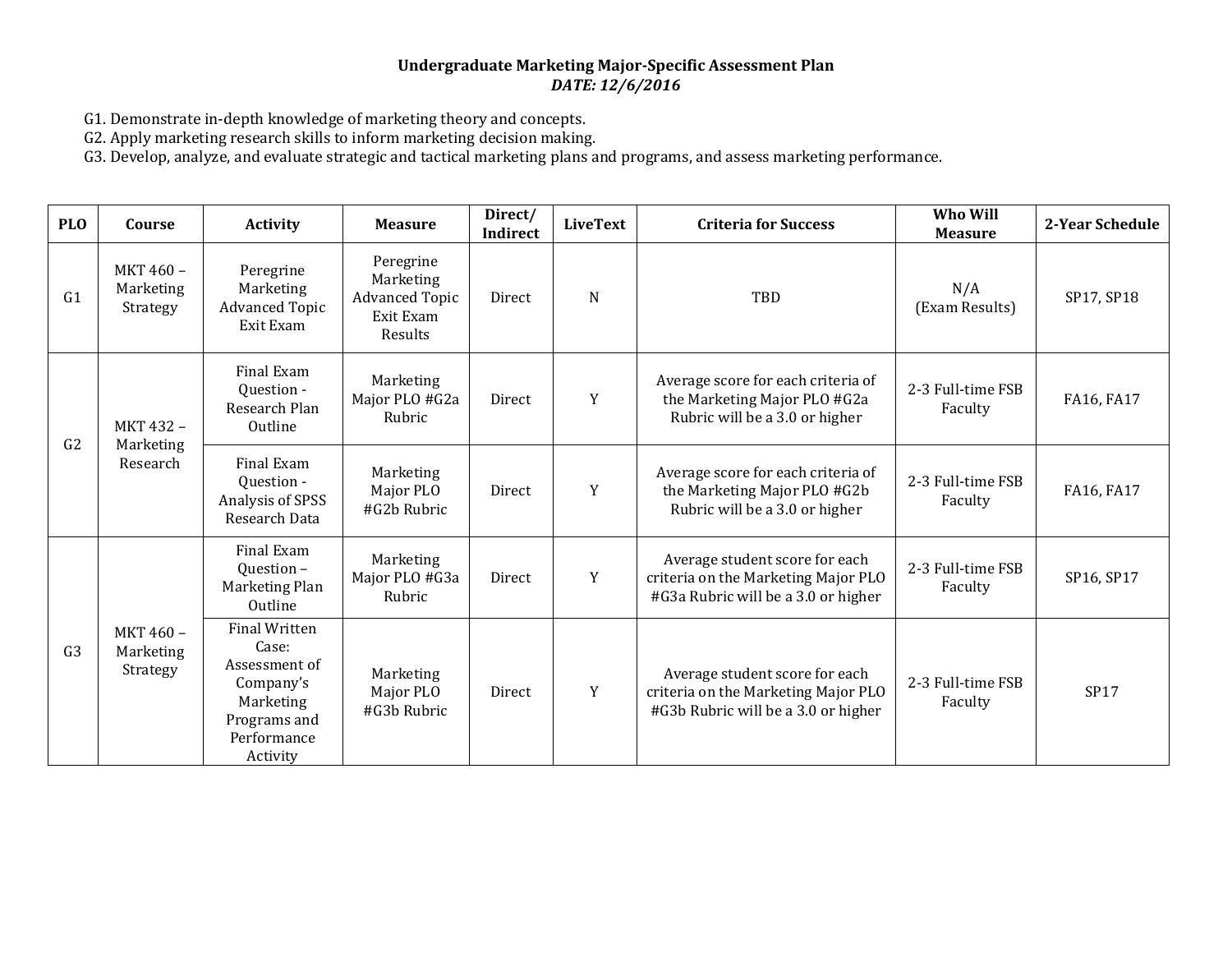**Undergraduate Marketing Major-Specific Assessment Plan**

***DATE: 12/6/2016***

G1. Demonstrate in-depth knowledge of marketing theory and concepts.
G2. Apply marketing research skills to inform marketing decision making.
G3. Develop, analyze, and evaluate strategic and tactical marketing plans and programs, and assess marketing performance.

| PLO | Course | Activity | Measure | Direct/ Indirect | LiveText | Criteria for Success | Who Will Measure | 2-Year Schedule |
|---|---|---|---|---|---|---|---|---|
| G1 | MKT 460 – Marketing Strategy | Peregrine Marketing Advanced Topic Exit Exam | Peregrine Marketing Advanced Topic Exit Exam Results | Direct | N | TBD | N/A (Exam Results) | SP17, SP18 |
| G2 | MKT 432 – Marketing Research | Final Exam Question - Research Plan Outline | Marketing Major PLO #G2a Rubric | Direct | Y | Average score for each criteria of the Marketing Major PLO #G2a Rubric will be a 3.0 or higher | 2-3 Full-time FSB Faculty | FA16, FA17 |
| | | Final Exam Question - Analysis of SPSS Research Data | Marketing Major PLO #G2b Rubric | Direct | Y | Average score for each criteria of the Marketing Major PLO #G2b Rubric will be a 3.0 or higher | 2-3 Full-time FSB Faculty | FA16, FA17 |
| G3 | MKT 460 – Marketing Strategy | Final Exam Question – Marketing Plan Outline | Marketing Major PLO #G3a Rubric | Direct | Y | Average student score for each criteria on the Marketing Major PLO #G3a Rubric will be a 3.0 or higher | 2-3 Full-time FSB Faculty | SP16, SP17 |
| | | Final Written Case: Assessment of Company's Marketing Programs and Performance Activity | Marketing Major PLO #G3b Rubric | Direct | Y | Average student score for each criteria on the Marketing Major PLO #G3b Rubric will be a 3.0 or higher | 2-3 Full-time FSB Faculty | SP17 |